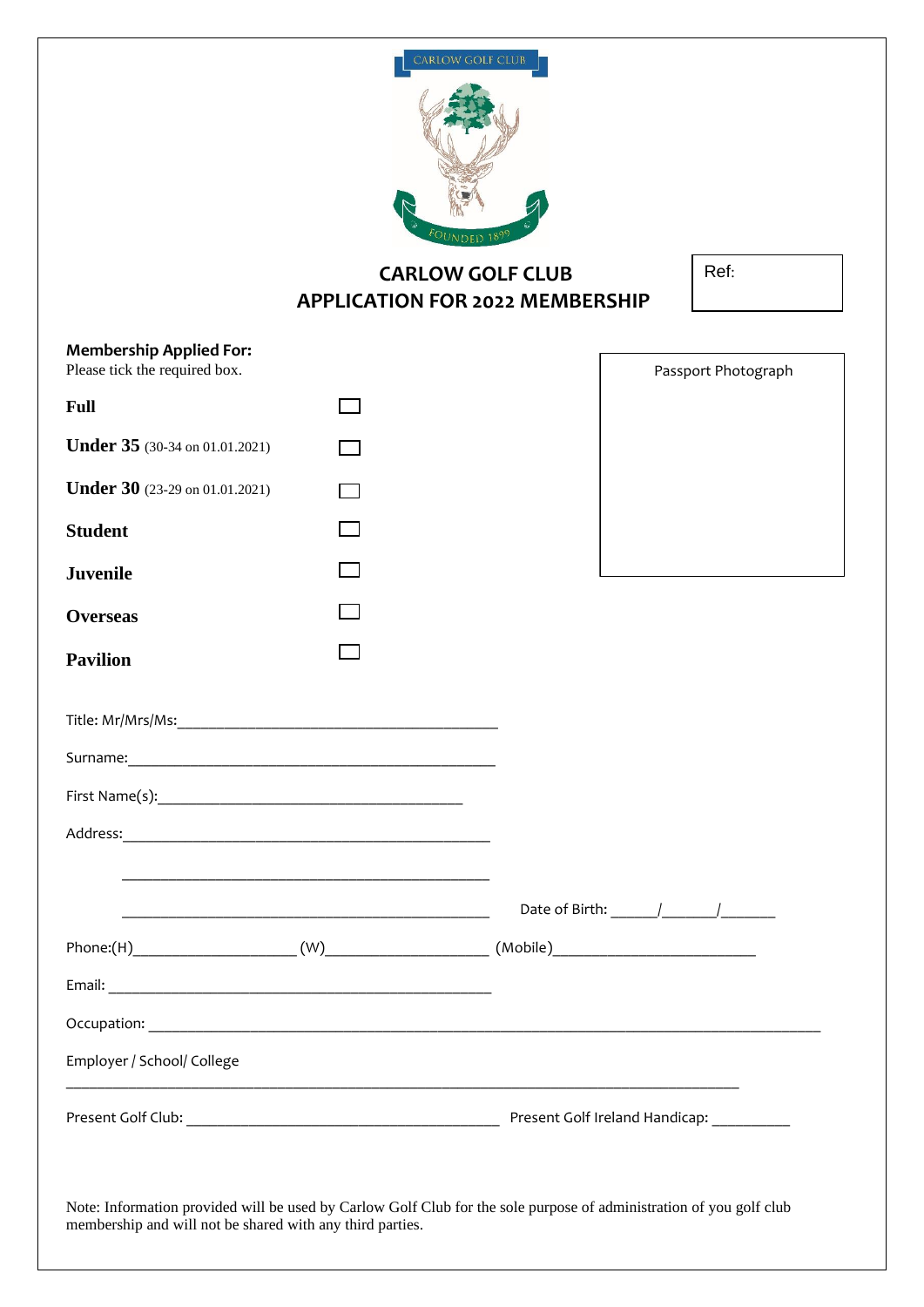CARLOW GOLF CLUB

FOUNDED 1899

# CARLOW GOLF CLUB
# APPLICATION FOR 2022 MEMBERSHIP

Ref:

**Membership Applied For:**
Please tick the required box.

Passport Photograph

- **Full** ☐
- **Under 35** (30-34 on 01.01.2021) ☐
- **Under 30** (23-29 on 01.01.2021) ☐
- **Student** ☐
- **Juvenile** ☐
- **Overseas** ☐
- **Pavilion** ☐

Title: Mr/Mrs/Ms:_______________________________________

Surname:_______________________________________

First Name(s):_______________________________________

Address:_______________________________________

_______________________________________

_______________________________________ Date of Birth: ______/_______/_______

Phone:(H)____________________ (W)____________________ (Mobile)__________________________

Email: _______________________________________

Occupation: _______________________________________

Employer / School/ College

_______________________________________

Present Golf Club: _______________________________________ Present Golf Ireland Handicap: __________

Note: Information provided will be used by Carlow Golf Club for the sole purpose of administration of you golf club membership and will not be shared with any third parties.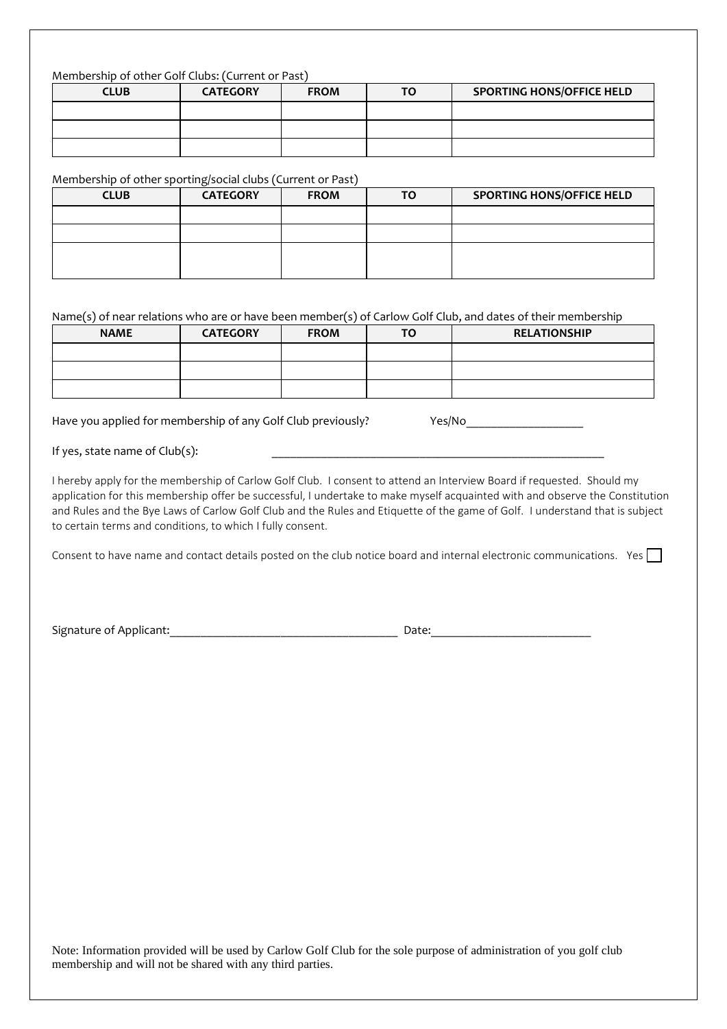Membership of other Golf Clubs: (Current or Past)

| CLUB | CATEGORY | FROM | TO | SPORTING HONS/OFFICE HELD |
| --- | --- | --- | --- | --- |
| | | | | |
| | | | | |
| | | | | |

Membership of other sporting/social clubs (Current or Past)

| CLUB | CATEGORY | FROM | TO | SPORTING HONS/OFFICE HELD |
| --- | --- | --- | --- | --- |
| | | | | |
| | | | | |
| | | | | |

Name(s) of near relations who are or have been member(s) of Carlow Golf Club, and dates of their membership

| NAME | CATEGORY | FROM | TO | RELATIONSHIP |
| --- | --- | --- | --- | --- |
| | | | | |
| | | | | |
| | | | | |

Have you applied for membership of any Golf Club previously? Yes/No___________________

If yes, state name of Club(s): _______________________________________________________

I hereby apply for the membership of Carlow Golf Club. I consent to attend an Interview Board if requested. Should my application for this membership offer be successful, I undertake to make myself acquainted with and observe the Constitution and Rules and the Bye Laws of Carlow Golf Club and the Rules and Etiquette of the game of Golf. I understand that is subject to certain terms and conditions, to which I fully consent.

Consent to have name and contact details posted on the club notice board and internal electronic communications. Yes ☐

Signature of Applicant:_____________________________________ Date:__________________________

Note: Information provided will be used by Carlow Golf Club for the sole purpose of administration of you golf club membership and will not be shared with any third parties.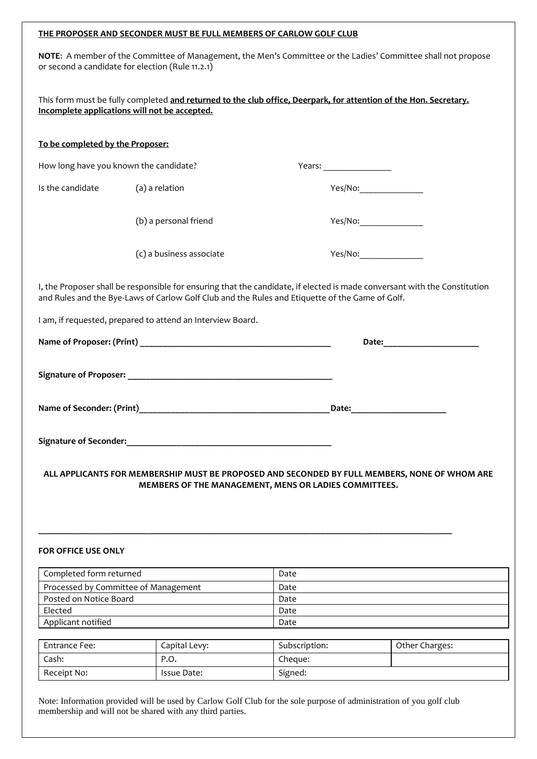**THE PROPOSER AND SECONDER MUST BE FULL MEMBERS OF CARLOW GOLF CLUB**

**NOTE**: A member of the Committee of Management, the Men's Committee or the Ladies' Committee shall not propose or second a candidate for election (Rule 11.2.1)

This form must be fully completed **and returned to the club office, Deerpark, for attention of the Hon. Secretary. Incomplete applications will not be accepted.**

**To be completed by the Proposer:**

How long have you known the candidate? Years: _______________

Is the candidate (a) a relation Yes/No:______________

(b) a personal friend Yes/No:______________

(c) a business associate Yes/No:______________

I, the Proposer shall be responsible for ensuring that the candidate, if elected is made conversant with the Constitution and Rules and the Bye-Laws of Carlow Golf Club and the Rules and Etiquette of the Game of Golf.

I am, if requested, prepared to attend an Interview Board.

**Name of Proposer: (Print) ____________________________________________ Date:_____________________**

**Signature of Proposer: ______________________________________________**

**Name of Seconder: (Print)____________________________________________Date:_____________________**

**Signature of Seconder:______________________________________________**

**ALL APPLICANTS FOR MEMBERSHIP MUST BE PROPOSED AND SECONDED BY FULL MEMBERS, NONE OF WHOM ARE MEMBERS OF THE MANAGEMENT, MENS OR LADIES COMMITTEES.**

---

**FOR OFFICE USE ONLY**

| Completed form returned | Date |
|---|---|
| Processed by Committee of Management | Date |
| Posted on Notice Board | Date |
| Elected | Date |
| Applicant notified | Date |

| Entrance Fee: | Capital Levy: | Subscription: | Other Charges: |
|---|---|---|---|
| Cash: | P.O. | Cheque: | |
| Receipt No: | Issue Date: | Signed: | |

Note: Information provided will be used by Carlow Golf Club for the sole purpose of administration of you golf club membership and will not be shared with any third parties.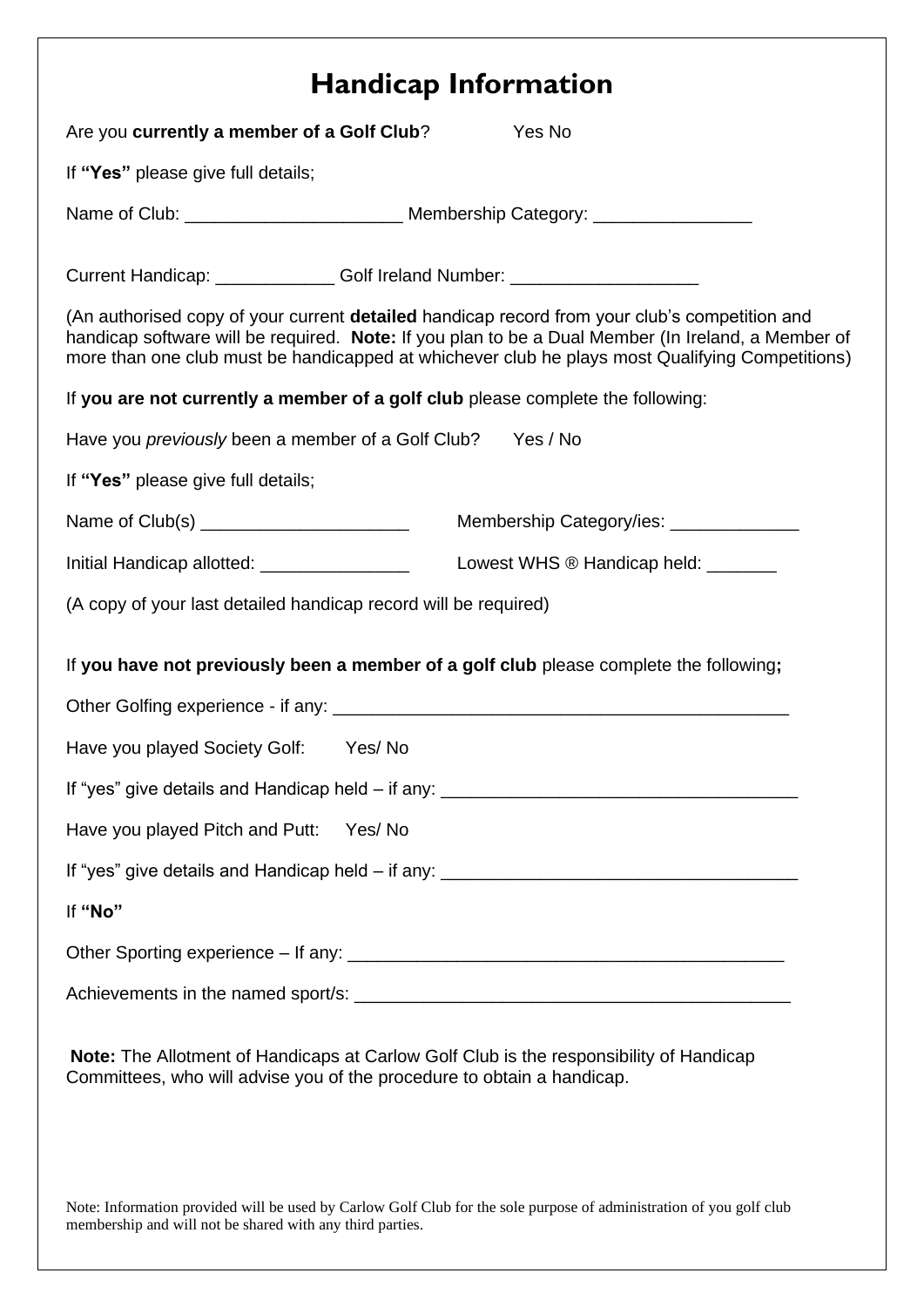# Handicap Information

Are you **currently a member of a Golf Club**? Yes No

If **"Yes"** please give full details;

Name of Club: ______________________ Membership Category: ________________

Current Handicap: ____________ Golf Ireland Number: ___________________

(An authorised copy of your current **detailed** handicap record from your club's competition and handicap software will be required. **Note:** If you plan to be a Dual Member (In Ireland, a Member of more than one club must be handicapped at whichever club he plays most Qualifying Competitions)

If **you are not currently a member of a golf club** please complete the following:

Have you *previously* been a member of a Golf Club? Yes / No

If **"Yes"** please give full details;

Name of Club(s) _____________________ Membership Category/ies: _____________

Initial Handicap allotted: _______________ Lowest WHS ® Handicap held: _______

(A copy of your last detailed handicap record will be required)

If **you have not previously been a member of a golf club** please complete the following**;**

Other Golfing experience - if any: _______________________________________________

Have you played Society Golf: Yes/ No

If "yes" give details and Handicap held – if any: ____________________________________

Have you played Pitch and Putt: Yes/ No

If "yes" give details and Handicap held – if any: ____________________________________

If **"No"**

Other Sporting experience – If any: ____________________________________________

Achievements in the named sport/s: ____________________________________________

**Note:** The Allotment of Handicaps at Carlow Golf Club is the responsibility of Handicap Committees, who will advise you of the procedure to obtain a handicap.

Note: Information provided will be used by Carlow Golf Club for the sole purpose of administration of you golf club membership and will not be shared with any third parties.